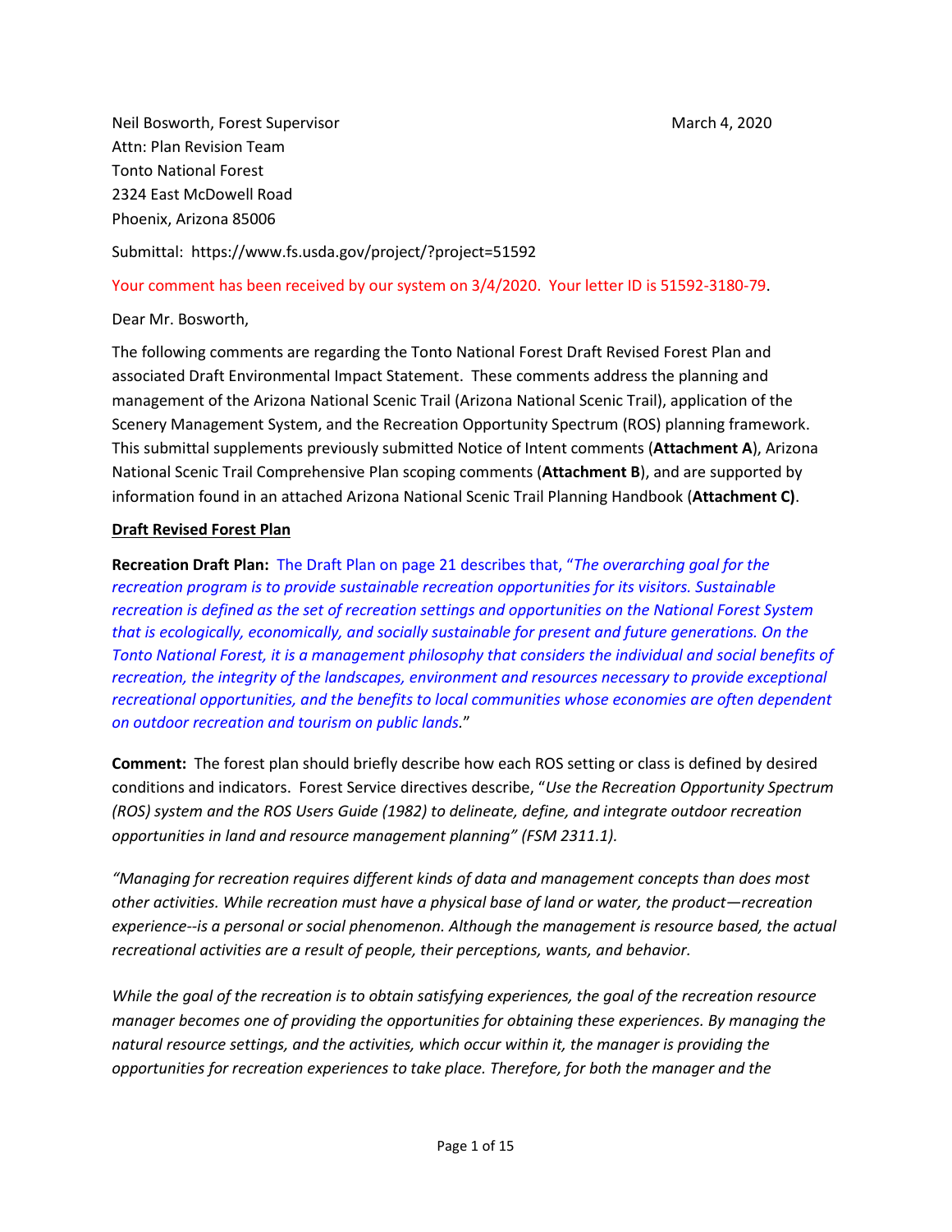Neil Bosworth, Forest Supervisor
Attn: Plan Revision Team
Tonto National Forest
2324 East McDowell Road
Phoenix, Arizona 85006

March 4, 2020

Submittal: https://www.fs.usda.gov/project/?project=51592

Your comment has been received by our system on 3/4/2020. Your letter ID is 51592-3180-79.

Dear Mr. Bosworth,

The following comments are regarding the Tonto National Forest Draft Revised Forest Plan and associated Draft Environmental Impact Statement. These comments address the planning and management of the Arizona National Scenic Trail (Arizona National Scenic Trail), application of the Scenery Management System, and the Recreation Opportunity Spectrum (ROS) planning framework. This submittal supplements previously submitted Notice of Intent comments (**Attachment A**), Arizona National Scenic Trail Comprehensive Plan scoping comments (**Attachment B**), and are supported by information found in an attached Arizona National Scenic Trail Planning Handbook (**Attachment C)**.

**Draft Revised Forest Plan**

**Recreation Draft Plan:** The Draft Plan on page 21 describes that, "*The overarching goal for the recreation program is to provide sustainable recreation opportunities for its visitors. Sustainable recreation is defined as the set of recreation settings and opportunities on the National Forest System that is ecologically, economically, and socially sustainable for present and future generations. On the Tonto National Forest, it is a management philosophy that considers the individual and social benefits of recreation, the integrity of the landscapes, environment and resources necessary to provide exceptional recreational opportunities, and the benefits to local communities whose economies are often dependent on outdoor recreation and tourism on public lands.*"

**Comment:** The forest plan should briefly describe how each ROS setting or class is defined by desired conditions and indicators. Forest Service directives describe, "*Use the Recreation Opportunity Spectrum (ROS) system and the ROS Users Guide (1982) to delineate, define, and integrate outdoor recreation opportunities in land and resource management planning" (FSM 2311.1).*

*"Managing for recreation requires different kinds of data and management concepts than does most other activities. While recreation must have a physical base of land or water, the product—recreation experience--is a personal or social phenomenon. Although the management is resource based, the actual recreational activities are a result of people, their perceptions, wants, and behavior.*

*While the goal of the recreation is to obtain satisfying experiences, the goal of the recreation resource manager becomes one of providing the opportunities for obtaining these experiences. By managing the natural resource settings, and the activities, which occur within it, the manager is providing the opportunities for recreation experiences to take place. Therefore, for both the manager and the*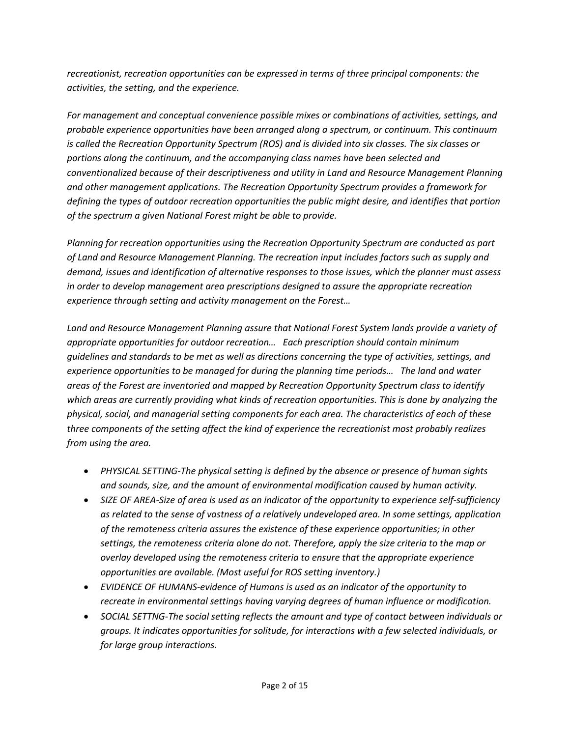*recreationist, recreation opportunities can be expressed in terms of three principal components: the activities, the setting, and the experience.*

*For management and conceptual convenience possible mixes or combinations of activities, settings, and probable experience opportunities have been arranged along a spectrum, or continuum. This continuum is called the Recreation Opportunity Spectrum (ROS) and is divided into six classes. The six classes or portions along the continuum, and the accompanying class names have been selected and conventionalized because of their descriptiveness and utility in Land and Resource Management Planning and other management applications. The Recreation Opportunity Spectrum provides a framework for defining the types of outdoor recreation opportunities the public might desire, and identifies that portion of the spectrum a given National Forest might be able to provide.*

*Planning for recreation opportunities using the Recreation Opportunity Spectrum are conducted as part of Land and Resource Management Planning. The recreation input includes factors such as supply and demand, issues and identification of alternative responses to those issues, which the planner must assess in order to develop management area prescriptions designed to assure the appropriate recreation experience through setting and activity management on the Forest…*

*Land and Resource Management Planning assure that National Forest System lands provide a variety of appropriate opportunities for outdoor recreation… Each prescription should contain minimum guidelines and standards to be met as well as directions concerning the type of activities, settings, and experience opportunities to be managed for during the planning time periods… The land and water areas of the Forest are inventoried and mapped by Recreation Opportunity Spectrum class to identify which areas are currently providing what kinds of recreation opportunities. This is done by analyzing the physical, social, and managerial setting components for each area. The characteristics of each of these three components of the setting affect the kind of experience the recreationist most probably realizes from using the area.*

- *PHYSICAL SETTING-The physical setting is defined by the absence or presence of human sights and sounds, size, and the amount of environmental modification caused by human activity.*
- *SIZE OF AREA-Size of area is used as an indicator of the opportunity to experience self-sufficiency as related to the sense of vastness of a relatively undeveloped area. In some settings, application of the remoteness criteria assures the existence of these experience opportunities; in other settings, the remoteness criteria alone do not. Therefore, apply the size criteria to the map or overlay developed using the remoteness criteria to ensure that the appropriate experience opportunities are available. (Most useful for ROS setting inventory.)*
- *EVIDENCE OF HUMANS-evidence of Humans is used as an indicator of the opportunity to recreate in environmental settings having varying degrees of human influence or modification.*
- *SOCIAL SETTNG-The social setting reflects the amount and type of contact between individuals or groups. It indicates opportunities for solitude, for interactions with a few selected individuals, or for large group interactions.*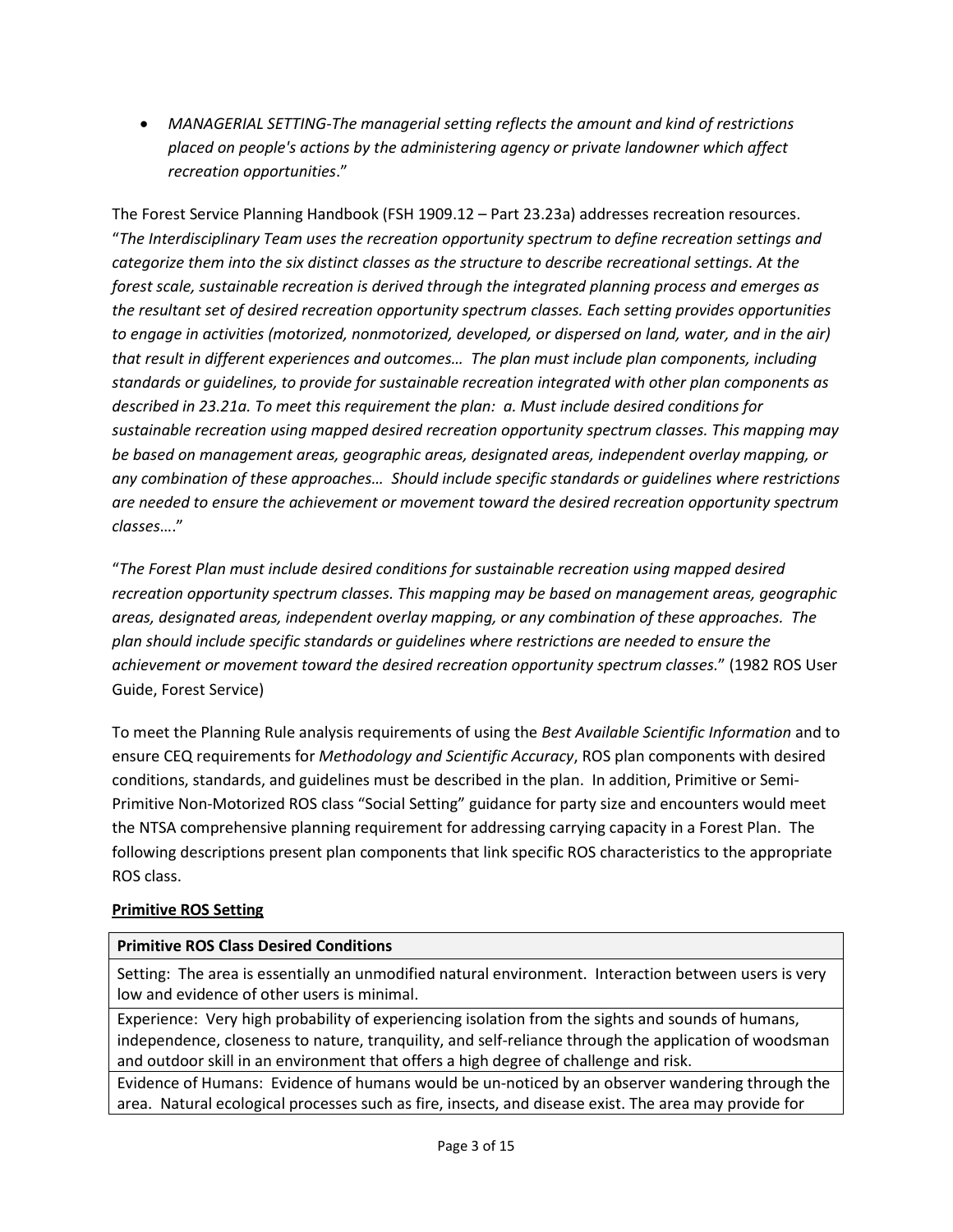- *MANAGERIAL SETTING-The managerial setting reflects the amount and kind of restrictions placed on people's actions by the administering agency or private landowner which affect recreation opportunities*."

The Forest Service Planning Handbook (FSH 1909.12 – Part 23.23a) addresses recreation resources. "*The Interdisciplinary Team uses the recreation opportunity spectrum to define recreation settings and categorize them into the six distinct classes as the structure to describe recreational settings. At the forest scale, sustainable recreation is derived through the integrated planning process and emerges as the resultant set of desired recreation opportunity spectrum classes. Each setting provides opportunities to engage in activities (motorized, nonmotorized, developed, or dispersed on land, water, and in the air) that result in different experiences and outcomes… The plan must include plan components, including standards or guidelines, to provide for sustainable recreation integrated with other plan components as described in 23.21a. To meet this requirement the plan: a. Must include desired conditions for sustainable recreation using mapped desired recreation opportunity spectrum classes. This mapping may be based on management areas, geographic areas, designated areas, independent overlay mapping, or any combination of these approaches… Should include specific standards or guidelines where restrictions are needed to ensure the achievement or movement toward the desired recreation opportunity spectrum classes*…."

"*The Forest Plan must include desired conditions for sustainable recreation using mapped desired recreation opportunity spectrum classes. This mapping may be based on management areas, geographic areas, designated areas, independent overlay mapping, or any combination of these approaches. The plan should include specific standards or guidelines where restrictions are needed to ensure the achievement or movement toward the desired recreation opportunity spectrum classes.*" (1982 ROS User Guide, Forest Service)

To meet the Planning Rule analysis requirements of using the *Best Available Scientific Information* and to ensure CEQ requirements for *Methodology and Scientific Accuracy*, ROS plan components with desired conditions, standards, and guidelines must be described in the plan. In addition, Primitive or Semi-Primitive Non-Motorized ROS class "Social Setting" guidance for party size and encounters would meet the NTSA comprehensive planning requirement for addressing carrying capacity in a Forest Plan. The following descriptions present plan components that link specific ROS characteristics to the appropriate ROS class.

**Primitive ROS Setting**

| **Primitive ROS Class Desired Conditions** |
| --- |
| Setting: The area is essentially an unmodified natural environment. Interaction between users is very low and evidence of other users is minimal. |
| Experience: Very high probability of experiencing isolation from the sights and sounds of humans, independence, closeness to nature, tranquility, and self-reliance through the application of woodsman and outdoor skill in an environment that offers a high degree of challenge and risk. |
| Evidence of Humans: Evidence of humans would be un-noticed by an observer wandering through the area. Natural ecological processes such as fire, insects, and disease exist. The area may provide for |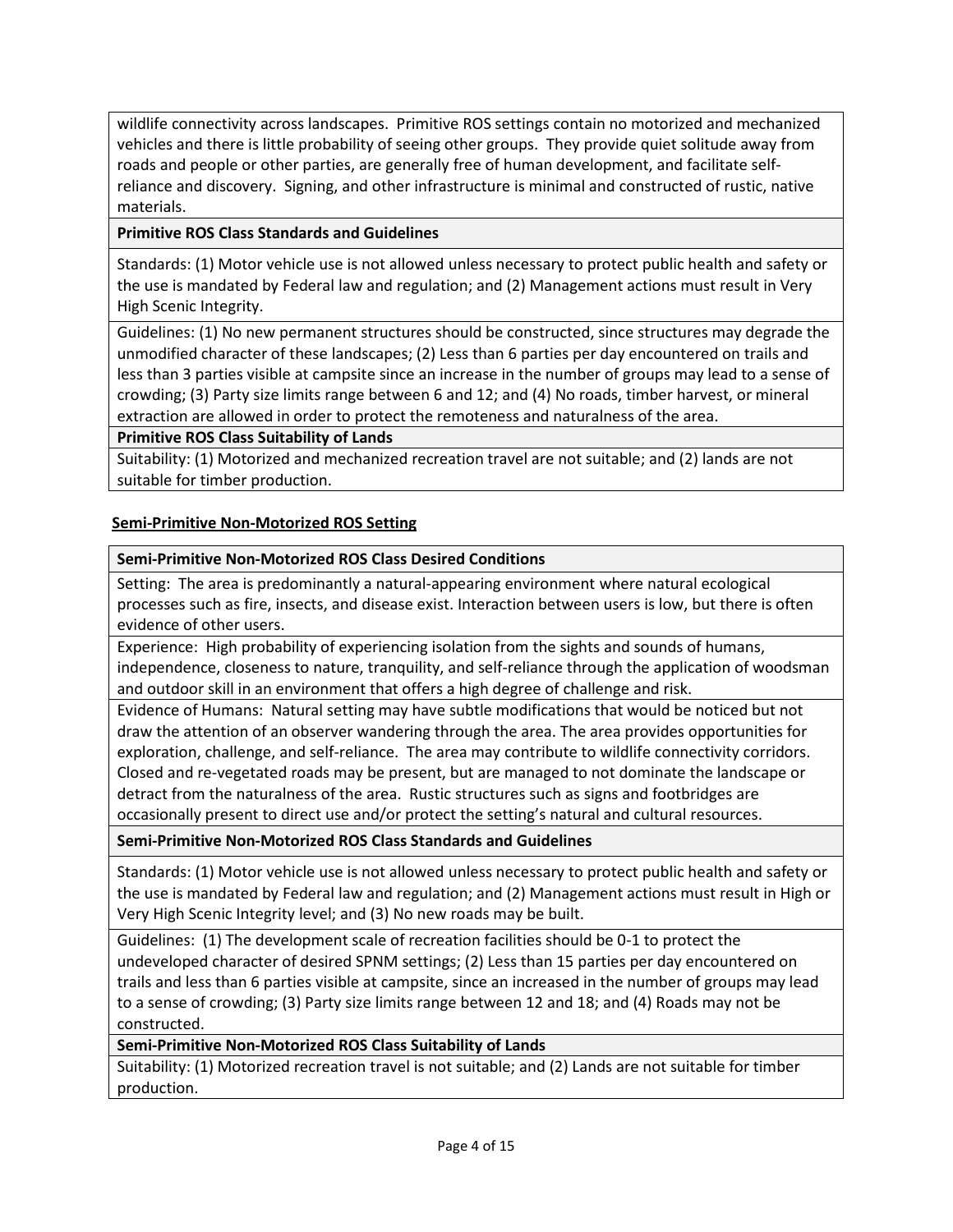wildlife connectivity across landscapes. Primitive ROS settings contain no motorized and mechanized vehicles and there is little probability of seeing other groups. They provide quiet solitude away from roads and people or other parties, are generally free of human development, and facilitate self-reliance and discovery. Signing, and other infrastructure is minimal and constructed of rustic, native materials.

**Primitive ROS Class Standards and Guidelines**

Standards: (1) Motor vehicle use is not allowed unless necessary to protect public health and safety or the use is mandated by Federal law and regulation; and (2) Management actions must result in Very High Scenic Integrity.

Guidelines: (1) No new permanent structures should be constructed, since structures may degrade the unmodified character of these landscapes; (2) Less than 6 parties per day encountered on trails and less than 3 parties visible at campsite since an increase in the number of groups may lead to a sense of crowding; (3) Party size limits range between 6 and 12; and (4) No roads, timber harvest, or mineral extraction are allowed in order to protect the remoteness and naturalness of the area.

**Primitive ROS Class Suitability of Lands**

Suitability: (1) Motorized and mechanized recreation travel are not suitable; and (2) lands are not suitable for timber production.

## Semi-Primitive Non-Motorized ROS Setting

**Semi-Primitive Non-Motorized ROS Class Desired Conditions**

Setting: The area is predominantly a natural-appearing environment where natural ecological processes such as fire, insects, and disease exist. Interaction between users is low, but there is often evidence of other users.

Experience: High probability of experiencing isolation from the sights and sounds of humans, independence, closeness to nature, tranquility, and self-reliance through the application of woodsman and outdoor skill in an environment that offers a high degree of challenge and risk.

Evidence of Humans: Natural setting may have subtle modifications that would be noticed but not draw the attention of an observer wandering through the area. The area provides opportunities for exploration, challenge, and self-reliance. The area may contribute to wildlife connectivity corridors. Closed and re-vegetated roads may be present, but are managed to not dominate the landscape or detract from the naturalness of the area. Rustic structures such as signs and footbridges are occasionally present to direct use and/or protect the setting's natural and cultural resources.

**Semi-Primitive Non-Motorized ROS Class Standards and Guidelines**

Standards: (1) Motor vehicle use is not allowed unless necessary to protect public health and safety or the use is mandated by Federal law and regulation; and (2) Management actions must result in High or Very High Scenic Integrity level; and (3) No new roads may be built.

Guidelines: (1) The development scale of recreation facilities should be 0-1 to protect the undeveloped character of desired SPNM settings; (2) Less than 15 parties per day encountered on trails and less than 6 parties visible at campsite, since an increased in the number of groups may lead to a sense of crowding; (3) Party size limits range between 12 and 18; and (4) Roads may not be constructed.

**Semi-Primitive Non-Motorized ROS Class Suitability of Lands**

Suitability: (1) Motorized recreation travel is not suitable; and (2) Lands are not suitable for timber production.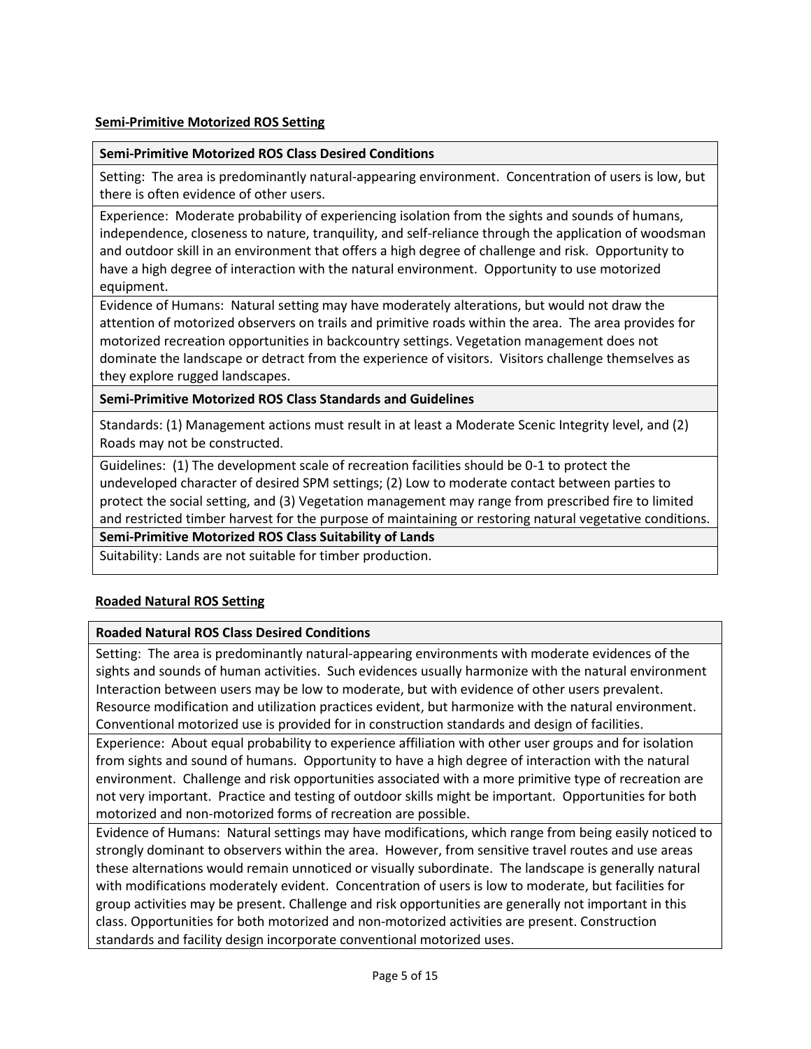**Semi-Primitive Motorized ROS Setting**

| **Semi-Primitive Motorized ROS Class Desired Conditions** |
|---|
| Setting: The area is predominantly natural-appearing environment. Concentration of users is low, but there is often evidence of other users. |
| Experience: Moderate probability of experiencing isolation from the sights and sounds of humans, independence, closeness to nature, tranquility, and self-reliance through the application of woodsman and outdoor skill in an environment that offers a high degree of challenge and risk. Opportunity to have a high degree of interaction with the natural environment. Opportunity to use motorized equipment. |
| Evidence of Humans: Natural setting may have moderately alterations, but would not draw the attention of motorized observers on trails and primitive roads within the area. The area provides for motorized recreation opportunities in backcountry settings. Vegetation management does not dominate the landscape or detract from the experience of visitors. Visitors challenge themselves as they explore rugged landscapes. |
| **Semi-Primitive Motorized ROS Class Standards and Guidelines** |
| Standards: (1) Management actions must result in at least a Moderate Scenic Integrity level, and (2) Roads may not be constructed. |
| Guidelines: (1) The development scale of recreation facilities should be 0-1 to protect the undeveloped character of desired SPM settings; (2) Low to moderate contact between parties to protect the social setting, and (3) Vegetation management may range from prescribed fire to limited and restricted timber harvest for the purpose of maintaining or restoring natural vegetative conditions. |
| **Semi-Primitive Motorized ROS Class Suitability of Lands** |
| Suitability: Lands are not suitable for timber production. |

**Roaded Natural ROS Setting**

| **Roaded Natural ROS Class Desired Conditions** |
|---|
| Setting: The area is predominantly natural-appearing environments with moderate evidences of the sights and sounds of human activities. Such evidences usually harmonize with the natural environment Interaction between users may be low to moderate, but with evidence of other users prevalent. Resource modification and utilization practices evident, but harmonize with the natural environment. Conventional motorized use is provided for in construction standards and design of facilities. |
| Experience: About equal probability to experience affiliation with other user groups and for isolation from sights and sound of humans. Opportunity to have a high degree of interaction with the natural environment. Challenge and risk opportunities associated with a more primitive type of recreation are not very important. Practice and testing of outdoor skills might be important. Opportunities for both motorized and non-motorized forms of recreation are possible. |
| Evidence of Humans: Natural settings may have modifications, which range from being easily noticed to strongly dominant to observers within the area. However, from sensitive travel routes and use areas these alternations would remain unnoticed or visually subordinate. The landscape is generally natural with modifications moderately evident. Concentration of users is low to moderate, but facilities for group activities may be present. Challenge and risk opportunities are generally not important in this class. Opportunities for both motorized and non-motorized activities are present. Construction standards and facility design incorporate conventional motorized uses. |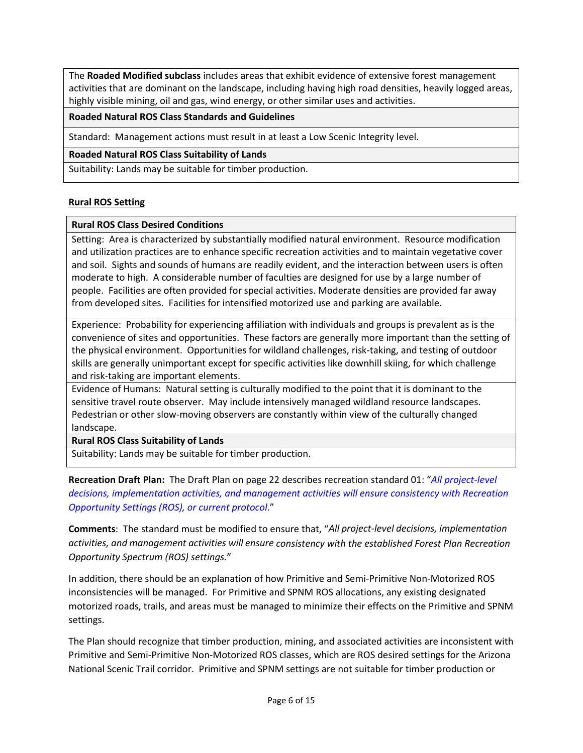| The **Roaded Modified subclass** includes areas that exhibit evidence of extensive forest management activities that are dominant on the landscape, including having high road densities, heavily logged areas, highly visible mining, oil and gas, wind energy, or other similar uses and activities. |
|---|
| **Roaded Natural ROS Class Standards and Guidelines** |
| Standard: Management actions must result in at least a Low Scenic Integrity level. |
| **Roaded Natural ROS Class Suitability of Lands** |
| Suitability: Lands may be suitable for timber production. |

**Rural ROS Setting**

| **Rural ROS Class Desired Conditions** |
|---|
| Setting: Area is characterized by substantially modified natural environment. Resource modification and utilization practices are to enhance specific recreation activities and to maintain vegetative cover and soil. Sights and sounds of humans are readily evident, and the interaction between users is often moderate to high. A considerable number of faculties are designed for use by a large number of people. Facilities are often provided for special activities. Moderate densities are provided far away from developed sites. Facilities for intensified motorized use and parking are available. |
| Experience: Probability for experiencing affiliation with individuals and groups is prevalent as is the convenience of sites and opportunities. These factors are generally more important than the setting of the physical environment. Opportunities for wildland challenges, risk-taking, and testing of outdoor skills are generally unimportant except for specific activities like downhill skiing, for which challenge and risk-taking are important elements. |
| Evidence of Humans: Natural setting is culturally modified to the point that it is dominant to the sensitive travel route observer. May include intensively managed wildland resource landscapes. Pedestrian or other slow-moving observers are constantly within view of the culturally changed landscape. |
| **Rural ROS Class Suitability of Lands** |
| Suitability: Lands may be suitable for timber production. |

**Recreation Draft Plan:** The Draft Plan on page 22 describes recreation standard 01: "*All project-level decisions, implementation activities, and management activities will ensure consistency with Recreation Opportunity Settings (ROS), or current protocol*."

**Comments**: The standard must be modified to ensure that, "*All project-level decisions, implementation activities, and management activities will ensure consistency with the established Forest Plan Recreation Opportunity Spectrum (ROS) settings.*"

In addition, there should be an explanation of how Primitive and Semi-Primitive Non-Motorized ROS inconsistencies will be managed. For Primitive and SPNM ROS allocations, any existing designated motorized roads, trails, and areas must be managed to minimize their effects on the Primitive and SPNM settings.

The Plan should recognize that timber production, mining, and associated activities are inconsistent with Primitive and Semi-Primitive Non-Motorized ROS classes, which are ROS desired settings for the Arizona National Scenic Trail corridor. Primitive and SPNM settings are not suitable for timber production or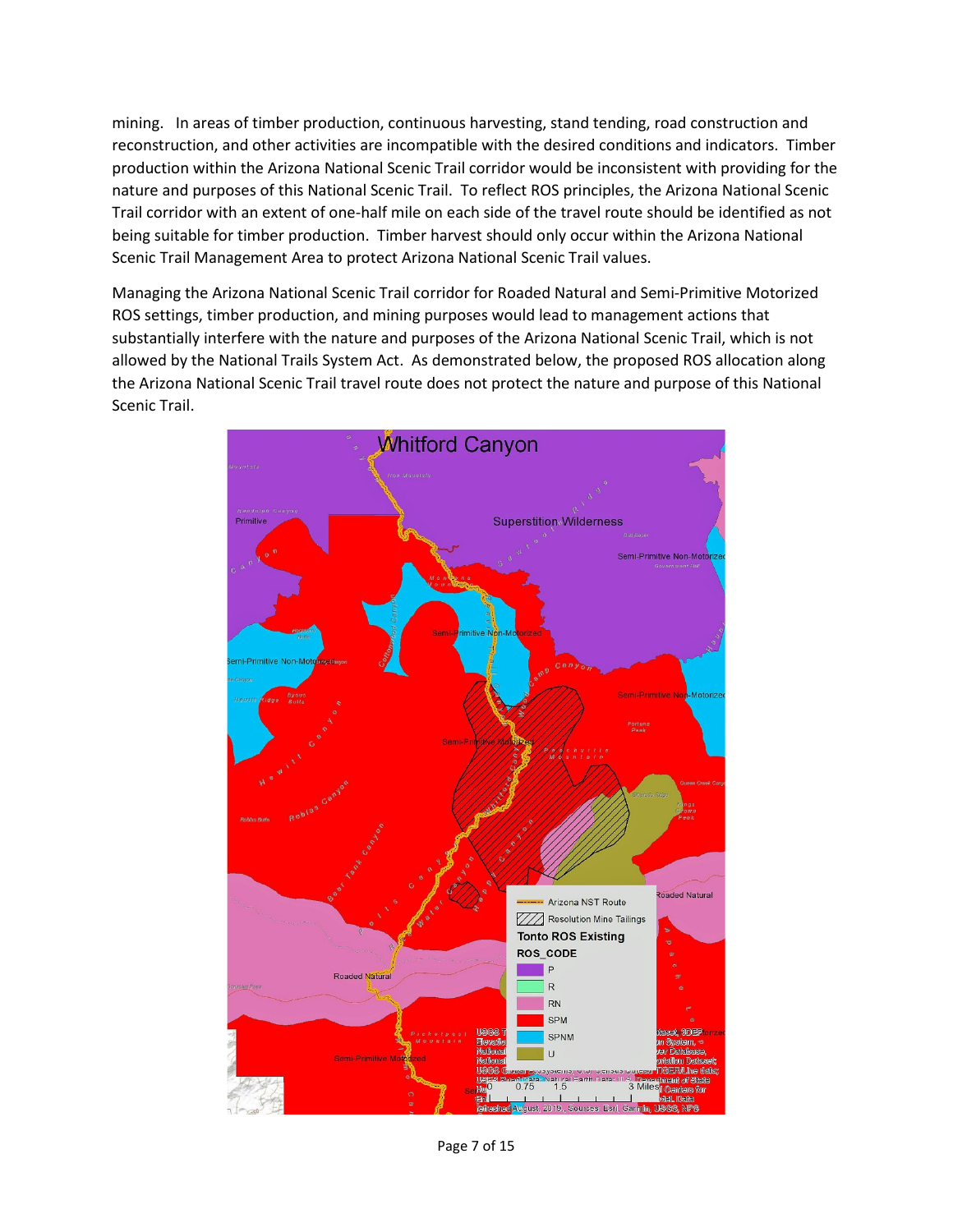mining. In areas of timber production, continuous harvesting, stand tending, road construction and reconstruction, and other activities are incompatible with the desired conditions and indicators. Timber production within the Arizona National Scenic Trail corridor would be inconsistent with providing for the nature and purposes of this National Scenic Trail. To reflect ROS principles, the Arizona National Scenic Trail corridor with an extent of one-half mile on each side of the travel route should be identified as not being suitable for timber production. Timber harvest should only occur within the Arizona National Scenic Trail Management Area to protect Arizona National Scenic Trail values.

Managing the Arizona National Scenic Trail corridor for Roaded Natural and Semi-Primitive Motorized ROS settings, timber production, and mining purposes would lead to management actions that substantially interfere with the nature and purposes of the Arizona National Scenic Trail, which is not allowed by the National Trails System Act. As demonstrated below, the proposed ROS allocation along the Arizona National Scenic Trail travel route does not protect the nature and purpose of this National Scenic Trail.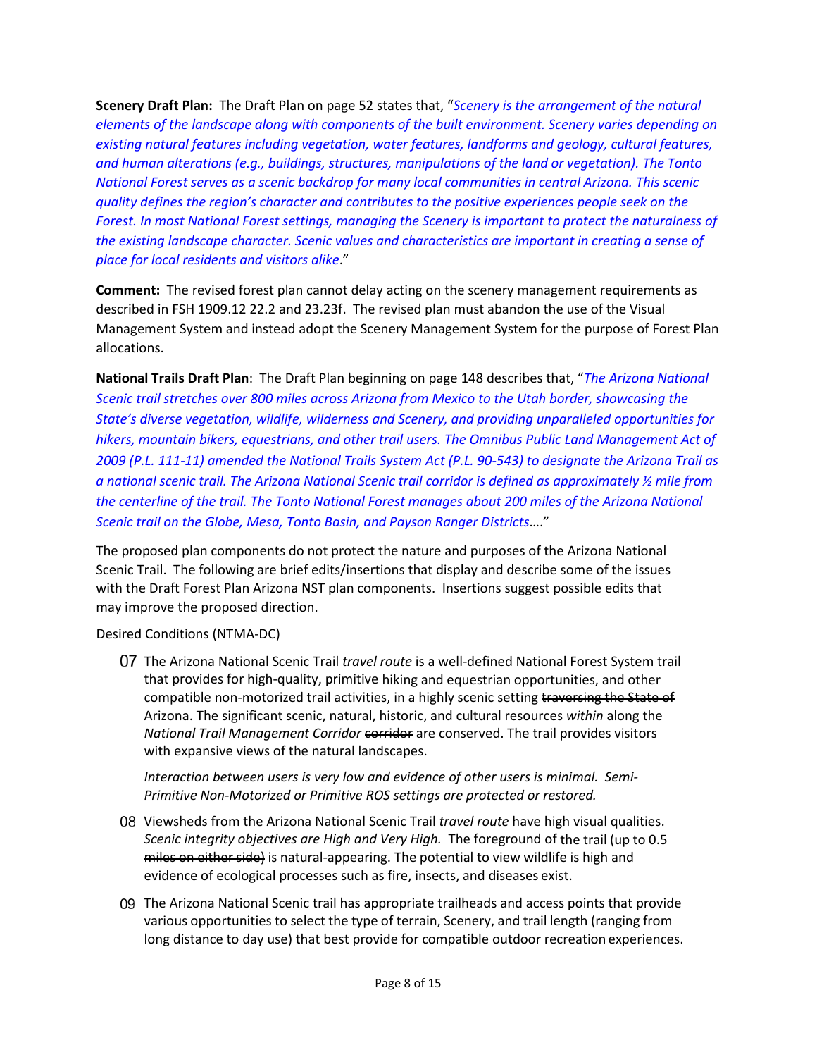**Scenery Draft Plan:** The Draft Plan on page 52 states that, "*Scenery is the arrangement of the natural elements of the landscape along with components of the built environment. Scenery varies depending on existing natural features including vegetation, water features, landforms and geology, cultural features, and human alterations (e.g., buildings, structures, manipulations of the land or vegetation). The Tonto National Forest serves as a scenic backdrop for many local communities in central Arizona. This scenic quality defines the region's character and contributes to the positive experiences people seek on the Forest. In most National Forest settings, managing the Scenery is important to protect the naturalness of the existing landscape character. Scenic values and characteristics are important in creating a sense of place for local residents and visitors alike*."

**Comment:** The revised forest plan cannot delay acting on the scenery management requirements as described in FSH 1909.12 22.2 and 23.23f. The revised plan must abandon the use of the Visual Management System and instead adopt the Scenery Management System for the purpose of Forest Plan allocations.

**National Trails Draft Plan**: The Draft Plan beginning on page 148 describes that, "*The Arizona National Scenic trail stretches over 800 miles across Arizona from Mexico to the Utah border, showcasing the State's diverse vegetation, wildlife, wilderness and Scenery, and providing unparalleled opportunities for hikers, mountain bikers, equestrians, and other trail users. The Omnibus Public Land Management Act of 2009 (P.L. 111-11) amended the National Trails System Act (P.L. 90-543) to designate the Arizona Trail as a national scenic trail. The Arizona National Scenic trail corridor is defined as approximately ½ mile from the centerline of the trail. The Tonto National Forest manages about 200 miles of the Arizona National Scenic trail on the Globe, Mesa, Tonto Basin, and Payson Ranger Districts*…."

The proposed plan components do not protect the nature and purposes of the Arizona National Scenic Trail. The following are brief edits/insertions that display and describe some of the issues with the Draft Forest Plan Arizona NST plan components. Insertions suggest possible edits that may improve the proposed direction.

Desired Conditions (NTMA-DC)

07 The Arizona National Scenic Trail *travel route* is a well-defined National Forest System trail that provides for high-quality, primitive hiking and equestrian opportunities, and other compatible non-motorized trail activities, in a highly scenic setting ~~traversing the State of Arizona~~. The significant scenic, natural, historic, and cultural resources *within* ~~along~~ the *National Trail Management Corridor* ~~corridor~~ are conserved. The trail provides visitors with expansive views of the natural landscapes.

*Interaction between users is very low and evidence of other users is minimal. Semi-Primitive Non-Motorized or Primitive ROS settings are protected or restored.*

08 Viewsheds from the Arizona National Scenic Trail *travel route* have high visual qualities. *Scenic integrity objectives are High and Very High.* The foreground of the trail ~~(up to 0.5 miles on either side)~~ is natural-appearing. The potential to view wildlife is high and evidence of ecological processes such as fire, insects, and diseases exist.

09 The Arizona National Scenic trail has appropriate trailheads and access points that provide various opportunities to select the type of terrain, Scenery, and trail length (ranging from long distance to day use) that best provide for compatible outdoor recreation experiences.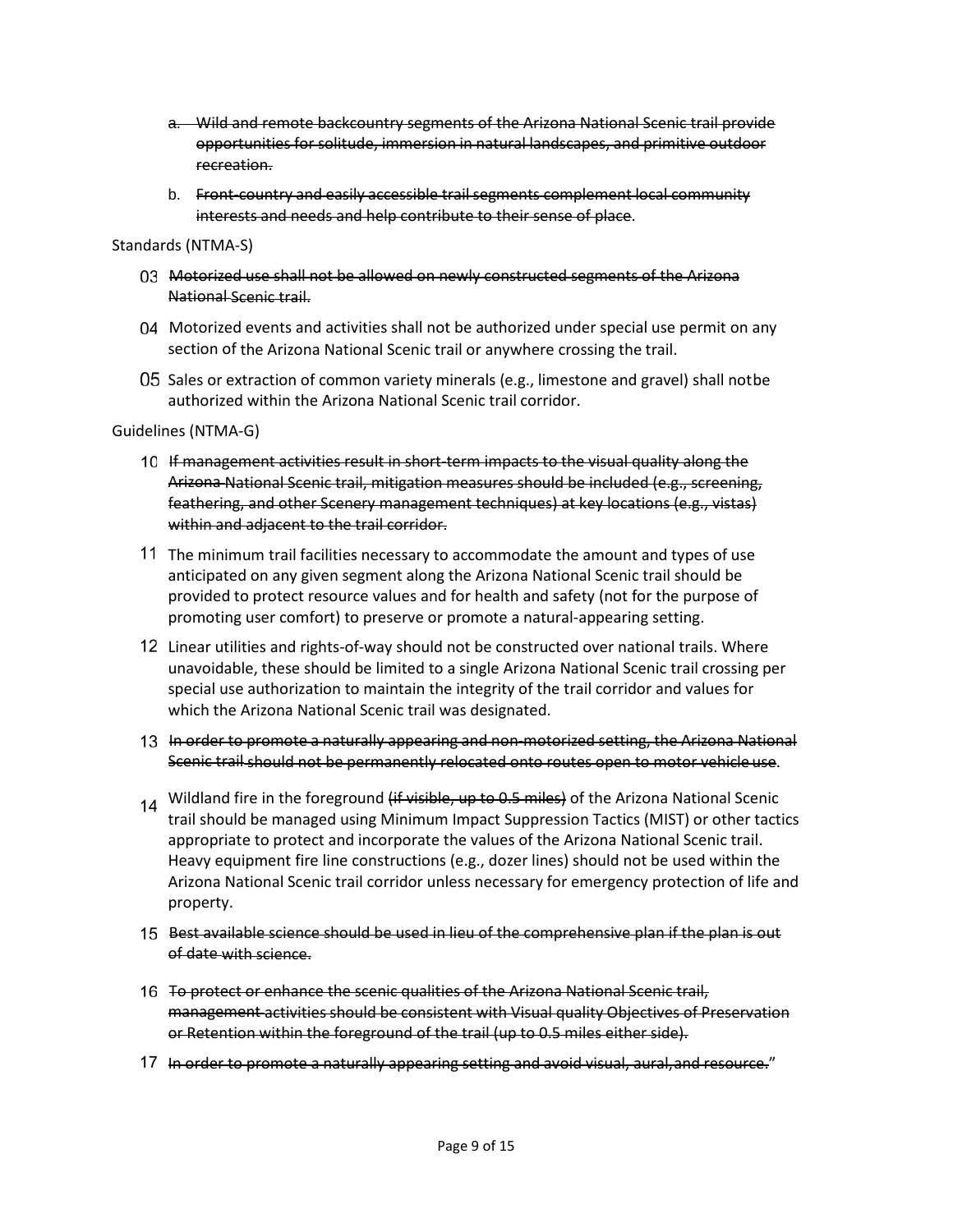a. ~~Wild and remote backcountry segments of the Arizona National Scenic trail provide opportunities for solitude, immersion in natural landscapes, and primitive outdoor recreation.~~

b. ~~Front-country and easily accessible trail segments complement local community interests and needs and help contribute to their sense of place~~.

Standards (NTMA-S)

03 ~~Motorized use shall not be allowed on newly constructed segments of the Arizona National Scenic trail.~~

04 Motorized events and activities shall not be authorized under special use permit on any section of the Arizona National Scenic trail or anywhere crossing the trail.

05 Sales or extraction of common variety minerals (e.g., limestone and gravel) shall notbe authorized within the Arizona National Scenic trail corridor.

Guidelines (NTMA-G)

10 ~~If management activities result in short-term impacts to the visual quality along the Arizona National Scenic trail, mitigation measures should be included (e.g., screening, feathering, and other Scenery management techniques) at key locations (e.g., vistas) within and adjacent to the trail corridor.~~

11 The minimum trail facilities necessary to accommodate the amount and types of use anticipated on any given segment along the Arizona National Scenic trail should be provided to protect resource values and for health and safety (not for the purpose of promoting user comfort) to preserve or promote a natural-appearing setting.

12 Linear utilities and rights-of-way should not be constructed over national trails. Where unavoidable, these should be limited to a single Arizona National Scenic trail crossing per special use authorization to maintain the integrity of the trail corridor and values for which the Arizona National Scenic trail was designated.

13 ~~In order to promote a naturally appearing and non-motorized setting, the Arizona National Scenic trail should not be permanently relocated onto routes open to motor vehicle use~~.

14 Wildland fire in the foreground ~~(if visible, up to 0.5 miles)~~ of the Arizona National Scenic trail should be managed using Minimum Impact Suppression Tactics (MIST) or other tactics appropriate to protect and incorporate the values of the Arizona National Scenic trail. Heavy equipment fire line constructions (e.g., dozer lines) should not be used within the Arizona National Scenic trail corridor unless necessary for emergency protection of life and property.

15 ~~Best available science should be used in lieu of the comprehensive plan if the plan is out of date with science.~~

16 ~~To protect or enhance the scenic qualities of the Arizona National Scenic trail, management activities should be consistent with Visual quality Objectives of Preservation or Retention within the foreground of the trail (up to 0.5 miles either side).~~

17 ~~In order to promote a naturally appearing setting and avoid visual, aural,and resource.~~"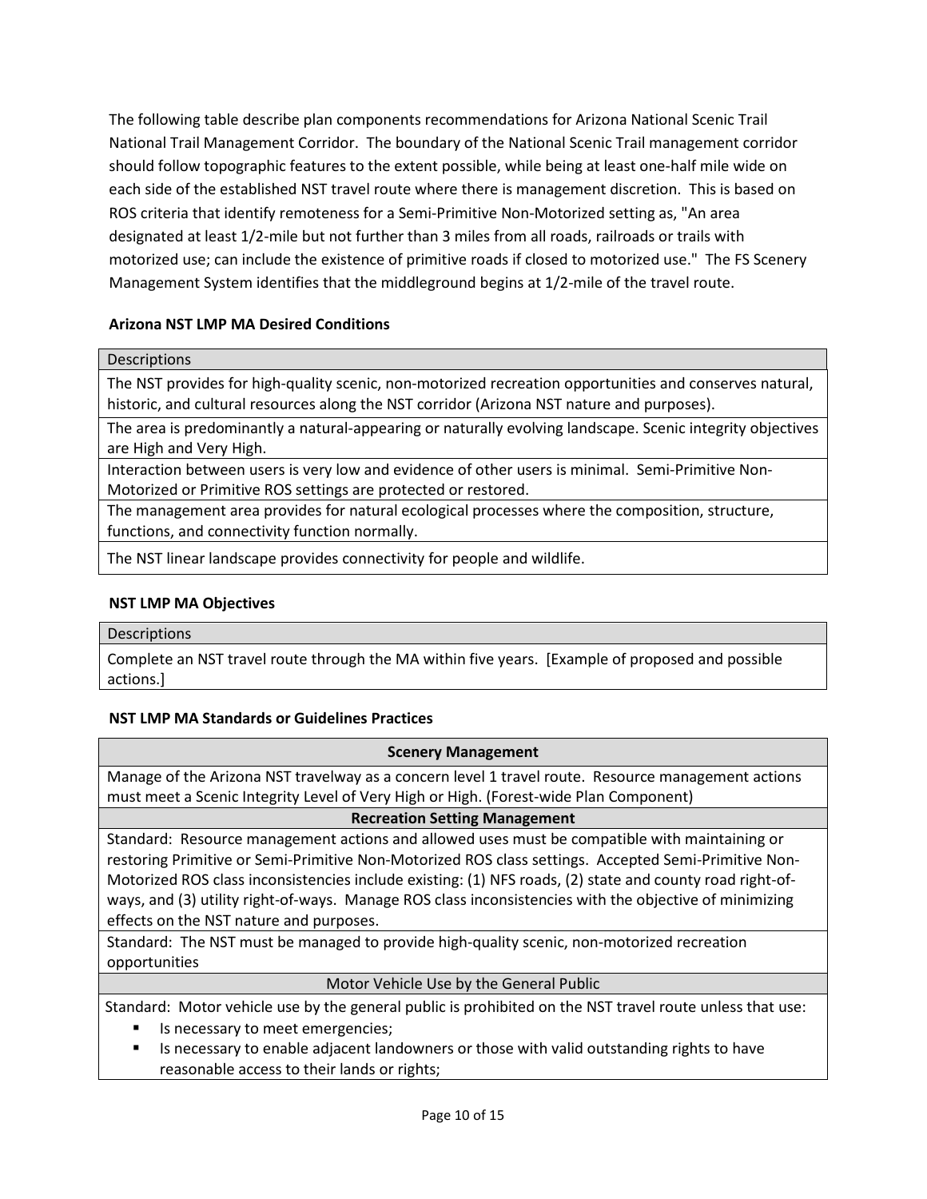The following table describe plan components recommendations for Arizona National Scenic Trail National Trail Management Corridor. The boundary of the National Scenic Trail management corridor should follow topographic features to the extent possible, while being at least one-half mile wide on each side of the established NST travel route where there is management discretion. This is based on ROS criteria that identify remoteness for a Semi-Primitive Non-Motorized setting as, "An area designated at least 1/2-mile but not further than 3 miles from all roads, railroads or trails with motorized use; can include the existence of primitive roads if closed to motorized use." The FS Scenery Management System identifies that the middleground begins at 1/2-mile of the travel route.

**Arizona NST LMP MA Desired Conditions**

| Descriptions |
| --- |
| The NST provides for high-quality scenic, non-motorized recreation opportunities and conserves natural, historic, and cultural resources along the NST corridor (Arizona NST nature and purposes). |
| The area is predominantly a natural-appearing or naturally evolving landscape. Scenic integrity objectives are High and Very High. |
| Interaction between users is very low and evidence of other users is minimal. Semi-Primitive Non-Motorized or Primitive ROS settings are protected or restored. |
| The management area provides for natural ecological processes where the composition, structure, functions, and connectivity function normally. |
| The NST linear landscape provides connectivity for people and wildlife. |

**NST LMP MA Objectives**

| Descriptions |
| --- |
| Complete an NST travel route through the MA within five years. [Example of proposed and possible actions.] |

**NST LMP MA Standards or Guidelines Practices**

| **Scenery Management** |
| --- |
| Manage of the Arizona NST travelway as a concern level 1 travel route. Resource management actions must meet a Scenic Integrity Level of Very High or High. (Forest-wide Plan Component) |
| **Recreation Setting Management** |
| Standard: Resource management actions and allowed uses must be compatible with maintaining or restoring Primitive or Semi-Primitive Non-Motorized ROS class settings. Accepted Semi-Primitive Non-Motorized ROS class inconsistencies include existing: (1) NFS roads, (2) state and county road right-of-ways, and (3) utility right-of-ways. Manage ROS class inconsistencies with the objective of minimizing effects on the NST nature and purposes. |
| Standard: The NST must be managed to provide high-quality scenic, non-motorized recreation opportunities |
| Motor Vehicle Use by the General Public |
| Standard: Motor vehicle use by the general public is prohibited on the NST travel route unless that use:<br>▪ Is necessary to meet emergencies;<br>▪ Is necessary to enable adjacent landowners or those with valid outstanding rights to have reasonable access to their lands or rights; |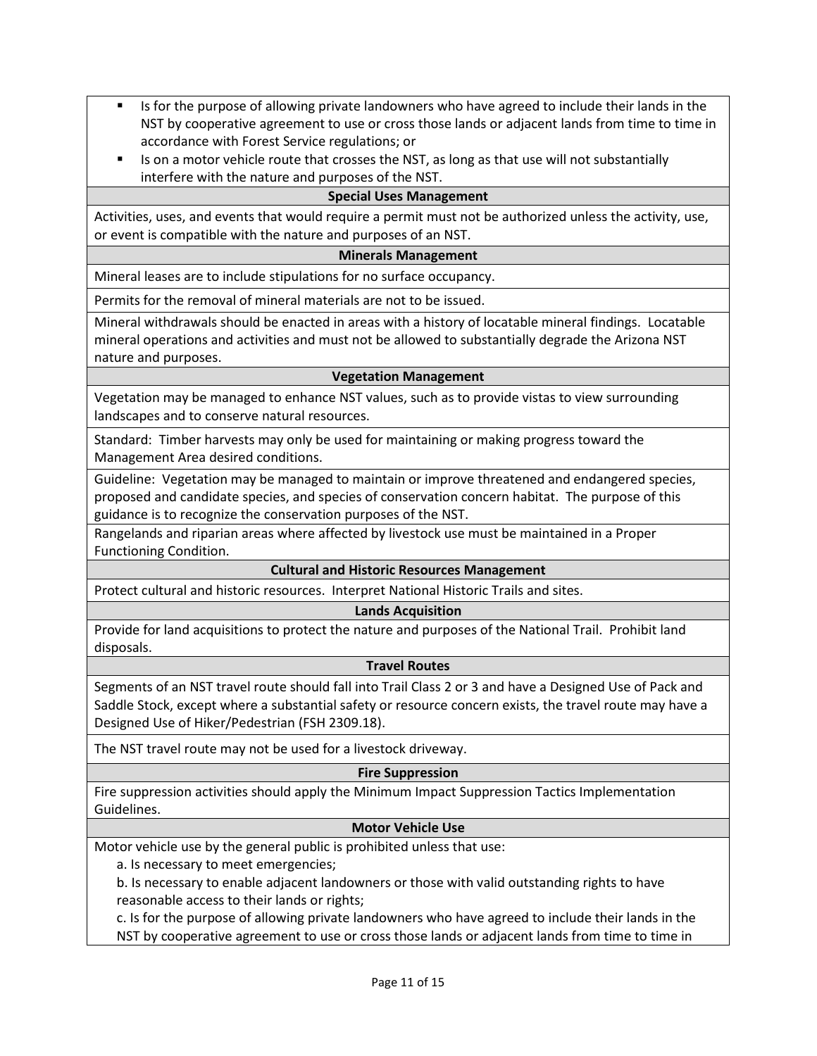- Is for the purpose of allowing private landowners who have agreed to include their lands in the NST by cooperative agreement to use or cross those lands or adjacent lands from time to time in accordance with Forest Service regulations; or
- Is on a motor vehicle route that crosses the NST, as long as that use will not substantially interfere with the nature and purposes of the NST.

**Special Uses Management**

Activities, uses, and events that would require a permit must not be authorized unless the activity, use, or event is compatible with the nature and purposes of an NST.

**Minerals Management**

Mineral leases are to include stipulations for no surface occupancy.

Permits for the removal of mineral materials are not to be issued.

Mineral withdrawals should be enacted in areas with a history of locatable mineral findings. Locatable mineral operations and activities and must not be allowed to substantially degrade the Arizona NST nature and purposes.

**Vegetation Management**

Vegetation may be managed to enhance NST values, such as to provide vistas to view surrounding landscapes and to conserve natural resources.

Standard: Timber harvests may only be used for maintaining or making progress toward the Management Area desired conditions.

Guideline: Vegetation may be managed to maintain or improve threatened and endangered species, proposed and candidate species, and species of conservation concern habitat. The purpose of this guidance is to recognize the conservation purposes of the NST.

Rangelands and riparian areas where affected by livestock use must be maintained in a Proper Functioning Condition.

**Cultural and Historic Resources Management**

Protect cultural and historic resources. Interpret National Historic Trails and sites.

**Lands Acquisition**

Provide for land acquisitions to protect the nature and purposes of the National Trail. Prohibit land disposals.

**Travel Routes**

Segments of an NST travel route should fall into Trail Class 2 or 3 and have a Designed Use of Pack and Saddle Stock, except where a substantial safety or resource concern exists, the travel route may have a Designed Use of Hiker/Pedestrian (FSH 2309.18).

The NST travel route may not be used for a livestock driveway.

**Fire Suppression**

Fire suppression activities should apply the Minimum Impact Suppression Tactics Implementation Guidelines.

**Motor Vehicle Use**

Motor vehicle use by the general public is prohibited unless that use:

a. Is necessary to meet emergencies;

b. Is necessary to enable adjacent landowners or those with valid outstanding rights to have reasonable access to their lands or rights;

c. Is for the purpose of allowing private landowners who have agreed to include their lands in the NST by cooperative agreement to use or cross those lands or adjacent lands from time to time in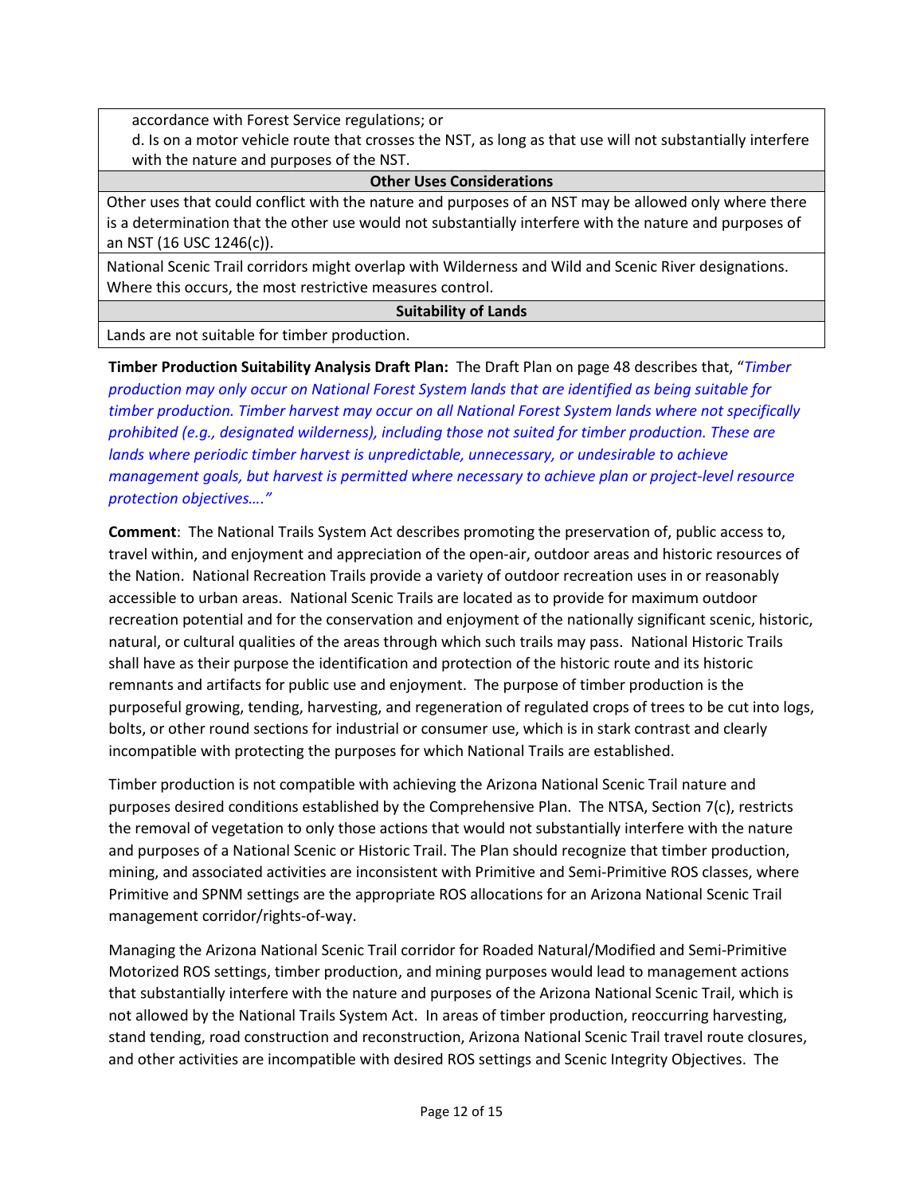| |
|---|
| accordance with Forest Service regulations; or<br>d. Is on a motor vehicle route that crosses the NST, as long as that use will not substantially interfere with the nature and purposes of the NST. |
| **Other Uses Considerations** |
| Other uses that could conflict with the nature and purposes of an NST may be allowed only where there is a determination that the other use would not substantially interfere with the nature and purposes of an NST (16 USC 1246(c)). |
| National Scenic Trail corridors might overlap with Wilderness and Wild and Scenic River designations. Where this occurs, the most restrictive measures control. |
| **Suitability of Lands** |
| Lands are not suitable for timber production. |

**Timber Production Suitability Analysis Draft Plan:** The Draft Plan on page 48 describes that, "*Timber production may only occur on National Forest System lands that are identified as being suitable for timber production. Timber harvest may occur on all National Forest System lands where not specifically prohibited (e.g., designated wilderness), including those not suited for timber production. These are lands where periodic timber harvest is unpredictable, unnecessary, or undesirable to achieve management goals, but harvest is permitted where necessary to achieve plan or project-level resource protection objectives…."*

**Comment**: The National Trails System Act describes promoting the preservation of, public access to, travel within, and enjoyment and appreciation of the open-air, outdoor areas and historic resources of the Nation. National Recreation Trails provide a variety of outdoor recreation uses in or reasonably accessible to urban areas. National Scenic Trails are located as to provide for maximum outdoor recreation potential and for the conservation and enjoyment of the nationally significant scenic, historic, natural, or cultural qualities of the areas through which such trails may pass. National Historic Trails shall have as their purpose the identification and protection of the historic route and its historic remnants and artifacts for public use and enjoyment. The purpose of timber production is the purposeful growing, tending, harvesting, and regeneration of regulated crops of trees to be cut into logs, bolts, or other round sections for industrial or consumer use, which is in stark contrast and clearly incompatible with protecting the purposes for which National Trails are established.

Timber production is not compatible with achieving the Arizona National Scenic Trail nature and purposes desired conditions established by the Comprehensive Plan. The NTSA, Section 7(c), restricts the removal of vegetation to only those actions that would not substantially interfere with the nature and purposes of a National Scenic or Historic Trail. The Plan should recognize that timber production, mining, and associated activities are inconsistent with Primitive and Semi-Primitive ROS classes, where Primitive and SPNM settings are the appropriate ROS allocations for an Arizona National Scenic Trail management corridor/rights-of-way.

Managing the Arizona National Scenic Trail corridor for Roaded Natural/Modified and Semi-Primitive Motorized ROS settings, timber production, and mining purposes would lead to management actions that substantially interfere with the nature and purposes of the Arizona National Scenic Trail, which is not allowed by the National Trails System Act. In areas of timber production, reoccurring harvesting, stand tending, road construction and reconstruction, Arizona National Scenic Trail travel route closures, and other activities are incompatible with desired ROS settings and Scenic Integrity Objectives. The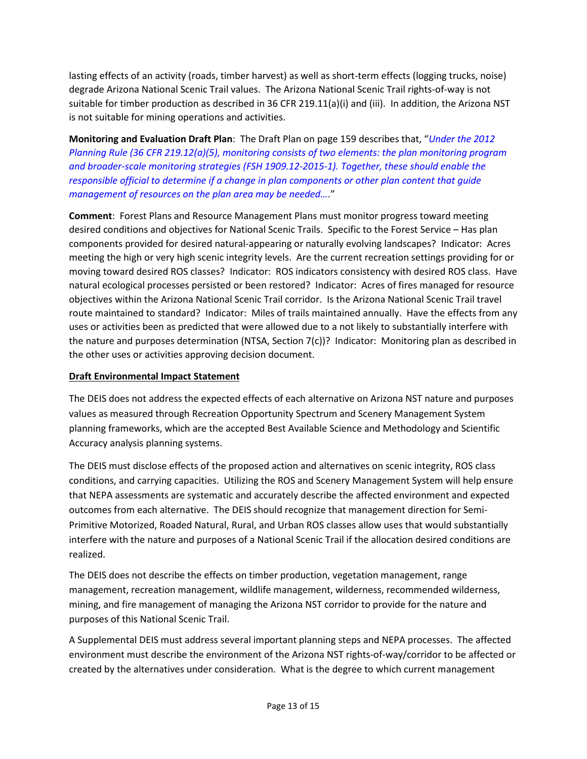lasting effects of an activity (roads, timber harvest) as well as short-term effects (logging trucks, noise) degrade Arizona National Scenic Trail values. The Arizona National Scenic Trail rights-of-way is not suitable for timber production as described in 36 CFR 219.11(a)(i) and (iii). In addition, the Arizona NST is not suitable for mining operations and activities.

**Monitoring and Evaluation Draft Plan**: The Draft Plan on page 159 describes that, "*Under the 2012 Planning Rule (36 CFR 219.12(a)(5), monitoring consists of two elements: the plan monitoring program and broader-scale monitoring strategies (FSH 1909.12-2015-1). Together, these should enable the responsible official to determine if a change in plan components or other plan content that guide management of resources on the plan area may be needed….*"

**Comment**: Forest Plans and Resource Management Plans must monitor progress toward meeting desired conditions and objectives for National Scenic Trails. Specific to the Forest Service – Has plan components provided for desired natural-appearing or naturally evolving landscapes? Indicator: Acres meeting the high or very high scenic integrity levels. Are the current recreation settings providing for or moving toward desired ROS classes? Indicator: ROS indicators consistency with desired ROS class. Have natural ecological processes persisted or been restored? Indicator: Acres of fires managed for resource objectives within the Arizona National Scenic Trail corridor. Is the Arizona National Scenic Trail travel route maintained to standard? Indicator: Miles of trails maintained annually. Have the effects from any uses or activities been as predicted that were allowed due to a not likely to substantially interfere with the nature and purposes determination (NTSA, Section 7(c))? Indicator: Monitoring plan as described in the other uses or activities approving decision document.

**<u>Draft Environmental Impact Statement</u>**

The DEIS does not address the expected effects of each alternative on Arizona NST nature and purposes values as measured through Recreation Opportunity Spectrum and Scenery Management System planning frameworks, which are the accepted Best Available Science and Methodology and Scientific Accuracy analysis planning systems.

The DEIS must disclose effects of the proposed action and alternatives on scenic integrity, ROS class conditions, and carrying capacities. Utilizing the ROS and Scenery Management System will help ensure that NEPA assessments are systematic and accurately describe the affected environment and expected outcomes from each alternative. The DEIS should recognize that management direction for Semi-Primitive Motorized, Roaded Natural, Rural, and Urban ROS classes allow uses that would substantially interfere with the nature and purposes of a National Scenic Trail if the allocation desired conditions are realized.

The DEIS does not describe the effects on timber production, vegetation management, range management, recreation management, wildlife management, wilderness, recommended wilderness, mining, and fire management of managing the Arizona NST corridor to provide for the nature and purposes of this National Scenic Trail.

A Supplemental DEIS must address several important planning steps and NEPA processes. The affected environment must describe the environment of the Arizona NST rights-of-way/corridor to be affected or created by the alternatives under consideration. What is the degree to which current management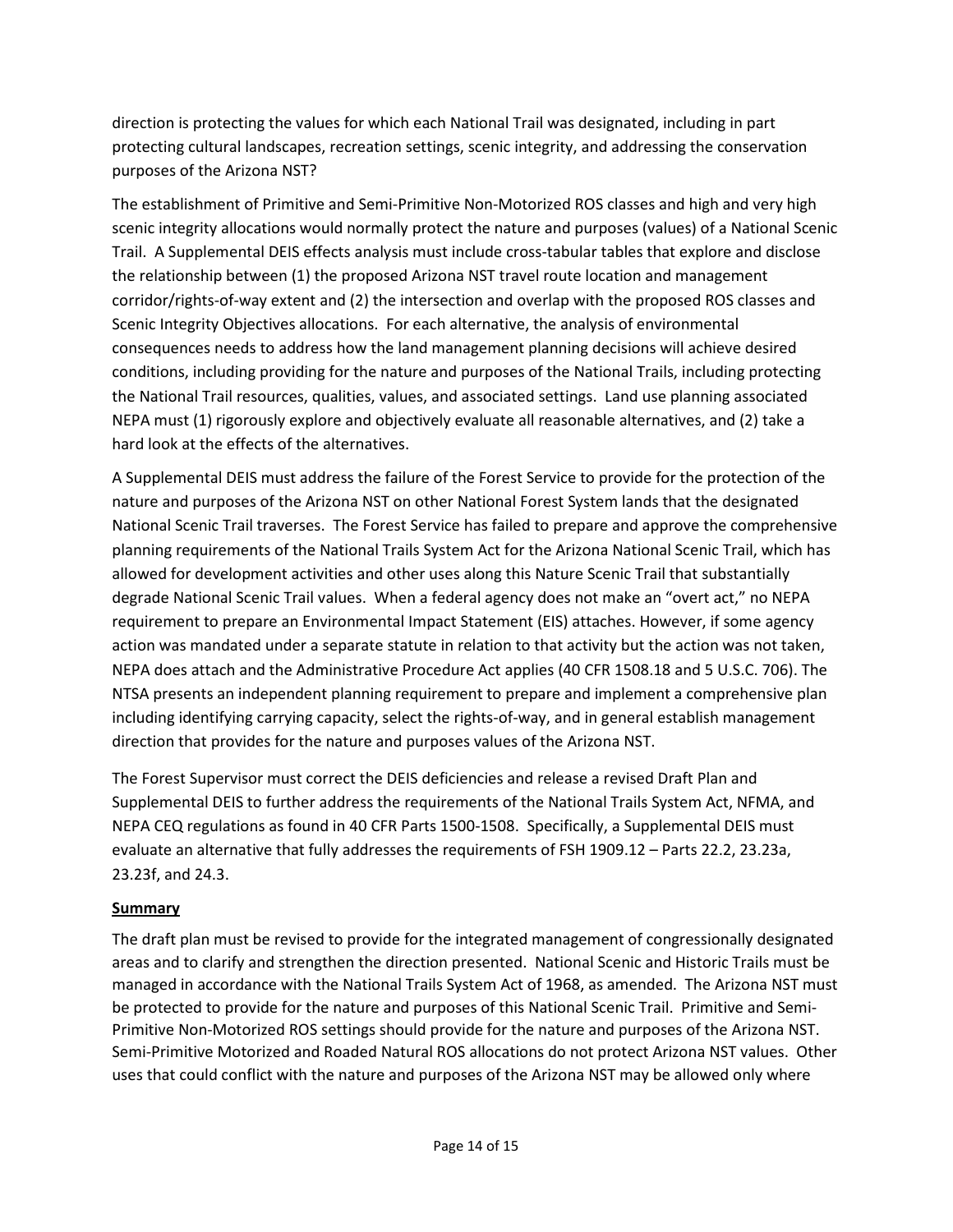direction is protecting the values for which each National Trail was designated, including in part protecting cultural landscapes, recreation settings, scenic integrity, and addressing the conservation purposes of the Arizona NST?

The establishment of Primitive and Semi-Primitive Non-Motorized ROS classes and high and very high scenic integrity allocations would normally protect the nature and purposes (values) of a National Scenic Trail. A Supplemental DEIS effects analysis must include cross-tabular tables that explore and disclose the relationship between (1) the proposed Arizona NST travel route location and management corridor/rights-of-way extent and (2) the intersection and overlap with the proposed ROS classes and Scenic Integrity Objectives allocations. For each alternative, the analysis of environmental consequences needs to address how the land management planning decisions will achieve desired conditions, including providing for the nature and purposes of the National Trails, including protecting the National Trail resources, qualities, values, and associated settings. Land use planning associated NEPA must (1) rigorously explore and objectively evaluate all reasonable alternatives, and (2) take a hard look at the effects of the alternatives.

A Supplemental DEIS must address the failure of the Forest Service to provide for the protection of the nature and purposes of the Arizona NST on other National Forest System lands that the designated National Scenic Trail traverses. The Forest Service has failed to prepare and approve the comprehensive planning requirements of the National Trails System Act for the Arizona National Scenic Trail, which has allowed for development activities and other uses along this Nature Scenic Trail that substantially degrade National Scenic Trail values. When a federal agency does not make an "overt act," no NEPA requirement to prepare an Environmental Impact Statement (EIS) attaches. However, if some agency action was mandated under a separate statute in relation to that activity but the action was not taken, NEPA does attach and the Administrative Procedure Act applies (40 CFR 1508.18 and 5 U.S.C. 706). The NTSA presents an independent planning requirement to prepare and implement a comprehensive plan including identifying carrying capacity, select the rights-of-way, and in general establish management direction that provides for the nature and purposes values of the Arizona NST.

The Forest Supervisor must correct the DEIS deficiencies and release a revised Draft Plan and Supplemental DEIS to further address the requirements of the National Trails System Act, NFMA, and NEPA CEQ regulations as found in 40 CFR Parts 1500-1508. Specifically, a Supplemental DEIS must evaluate an alternative that fully addresses the requirements of FSH 1909.12 – Parts 22.2, 23.23a, 23.23f, and 24.3.

**Summary**

The draft plan must be revised to provide for the integrated management of congressionally designated areas and to clarify and strengthen the direction presented. National Scenic and Historic Trails must be managed in accordance with the National Trails System Act of 1968, as amended. The Arizona NST must be protected to provide for the nature and purposes of this National Scenic Trail. Primitive and Semi-Primitive Non-Motorized ROS settings should provide for the nature and purposes of the Arizona NST. Semi-Primitive Motorized and Roaded Natural ROS allocations do not protect Arizona NST values. Other uses that could conflict with the nature and purposes of the Arizona NST may be allowed only where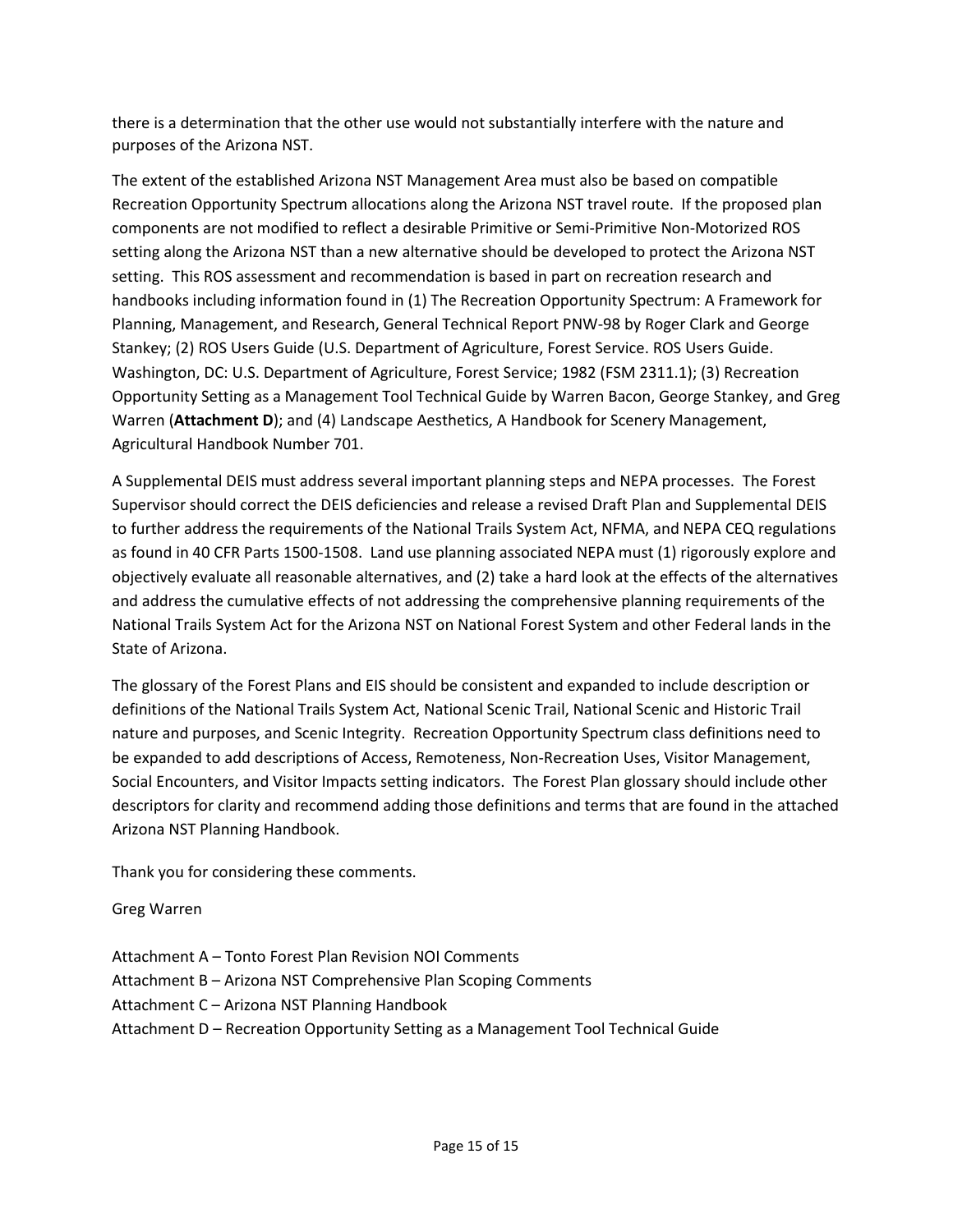there is a determination that the other use would not substantially interfere with the nature and purposes of the Arizona NST.

The extent of the established Arizona NST Management Area must also be based on compatible Recreation Opportunity Spectrum allocations along the Arizona NST travel route. If the proposed plan components are not modified to reflect a desirable Primitive or Semi-Primitive Non-Motorized ROS setting along the Arizona NST than a new alternative should be developed to protect the Arizona NST setting. This ROS assessment and recommendation is based in part on recreation research and handbooks including information found in (1) The Recreation Opportunity Spectrum: A Framework for Planning, Management, and Research, General Technical Report PNW-98 by Roger Clark and George Stankey; (2) ROS Users Guide (U.S. Department of Agriculture, Forest Service. ROS Users Guide. Washington, DC: U.S. Department of Agriculture, Forest Service; 1982 (FSM 2311.1); (3) Recreation Opportunity Setting as a Management Tool Technical Guide by Warren Bacon, George Stankey, and Greg Warren (**Attachment D**); and (4) Landscape Aesthetics, A Handbook for Scenery Management, Agricultural Handbook Number 701.

A Supplemental DEIS must address several important planning steps and NEPA processes. The Forest Supervisor should correct the DEIS deficiencies and release a revised Draft Plan and Supplemental DEIS to further address the requirements of the National Trails System Act, NFMA, and NEPA CEQ regulations as found in 40 CFR Parts 1500-1508. Land use planning associated NEPA must (1) rigorously explore and objectively evaluate all reasonable alternatives, and (2) take a hard look at the effects of the alternatives and address the cumulative effects of not addressing the comprehensive planning requirements of the National Trails System Act for the Arizona NST on National Forest System and other Federal lands in the State of Arizona.

The glossary of the Forest Plans and EIS should be consistent and expanded to include description or definitions of the National Trails System Act, National Scenic Trail, National Scenic and Historic Trail nature and purposes, and Scenic Integrity. Recreation Opportunity Spectrum class definitions need to be expanded to add descriptions of Access, Remoteness, Non-Recreation Uses, Visitor Management, Social Encounters, and Visitor Impacts setting indicators. The Forest Plan glossary should include other descriptors for clarity and recommend adding those definitions and terms that are found in the attached Arizona NST Planning Handbook.

Thank you for considering these comments.

Greg Warren

Attachment A – Tonto Forest Plan Revision NOI Comments
Attachment B – Arizona NST Comprehensive Plan Scoping Comments
Attachment C – Arizona NST Planning Handbook
Attachment D – Recreation Opportunity Setting as a Management Tool Technical Guide